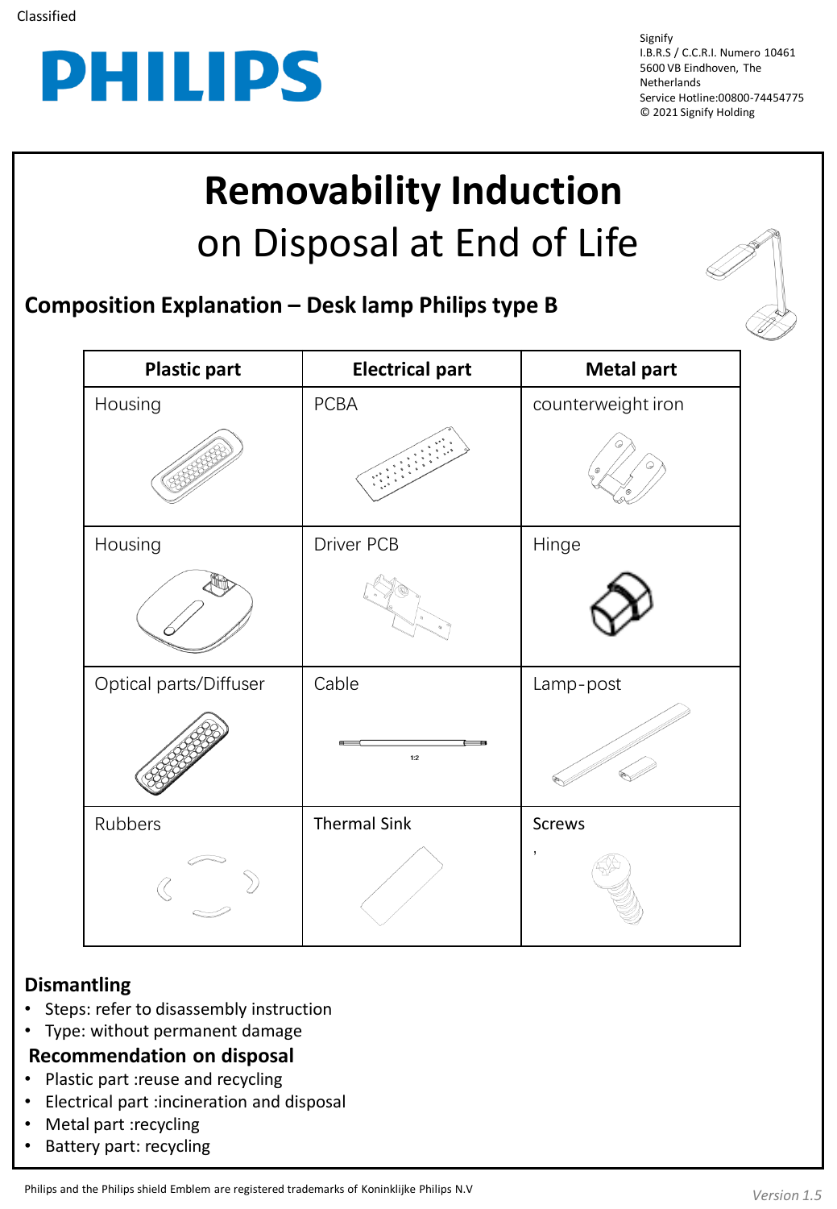Classified

PHILIPS

Signify
I.B.R.S / C.C.R.I. Numero 10461
5600 VB Eindhoven, The Netherlands
Service Hotline:00800-74454775
© 2021 Signify Holding

# Removability Induction
# on Disposal at End of Life

## Composition Explanation – Desk lamp Philips type B

| Plastic part | Electrical part | Metal part |
|---|---|---|
| Housing | PCBA | counterweight iron |
| Housing | Driver PCB | Hinge |
| Optical parts/Diffuser | Cable | Lamp-post |
| Rubbers | Thermal Sink | Screws |

## Dismantling

- Steps: refer to disassembly instruction
- Type: without permanent damage

## Recommendation on disposal

- Plastic part :reuse and recycling
- Electrical part :incineration and disposal
- Metal part :recycling
- Battery part: recycling

Philips and the Philips shield Emblem are registered trademarks of Koninklijke Philips N.V

*Version 1.5*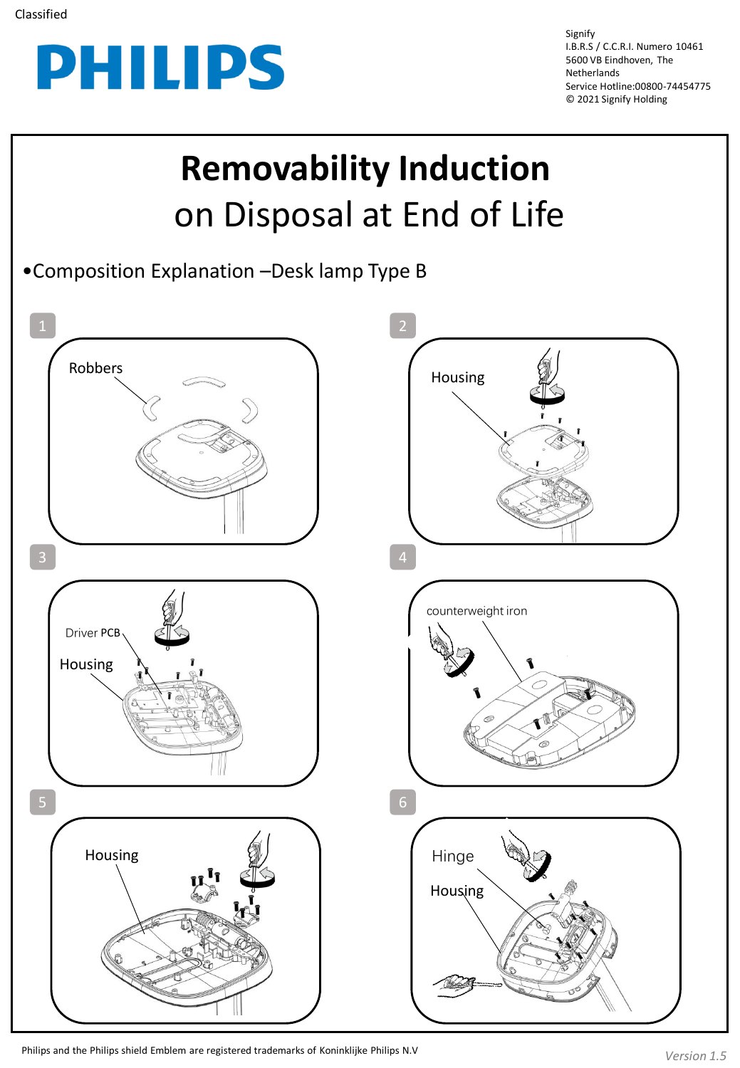Classified

PHILIPS

Signify
I.B.R.S / C.C.R.I. Numero 10461
5600 VB Eindhoven, The Netherlands
Service Hotline:00800-74454775
© 2021 Signify Holding

# Removability Induction

# on Disposal at End of Life

•Composition Explanation –Desk lamp Type B

1

Robbers

2

Housing

3

Driver PCB

Housing

4

counterweight iron

5

Housing

6

Hinge

Housing

Philips and the Philips shield Emblem are registered trademarks of Koninklijke Philips N.V

*Version 1.5*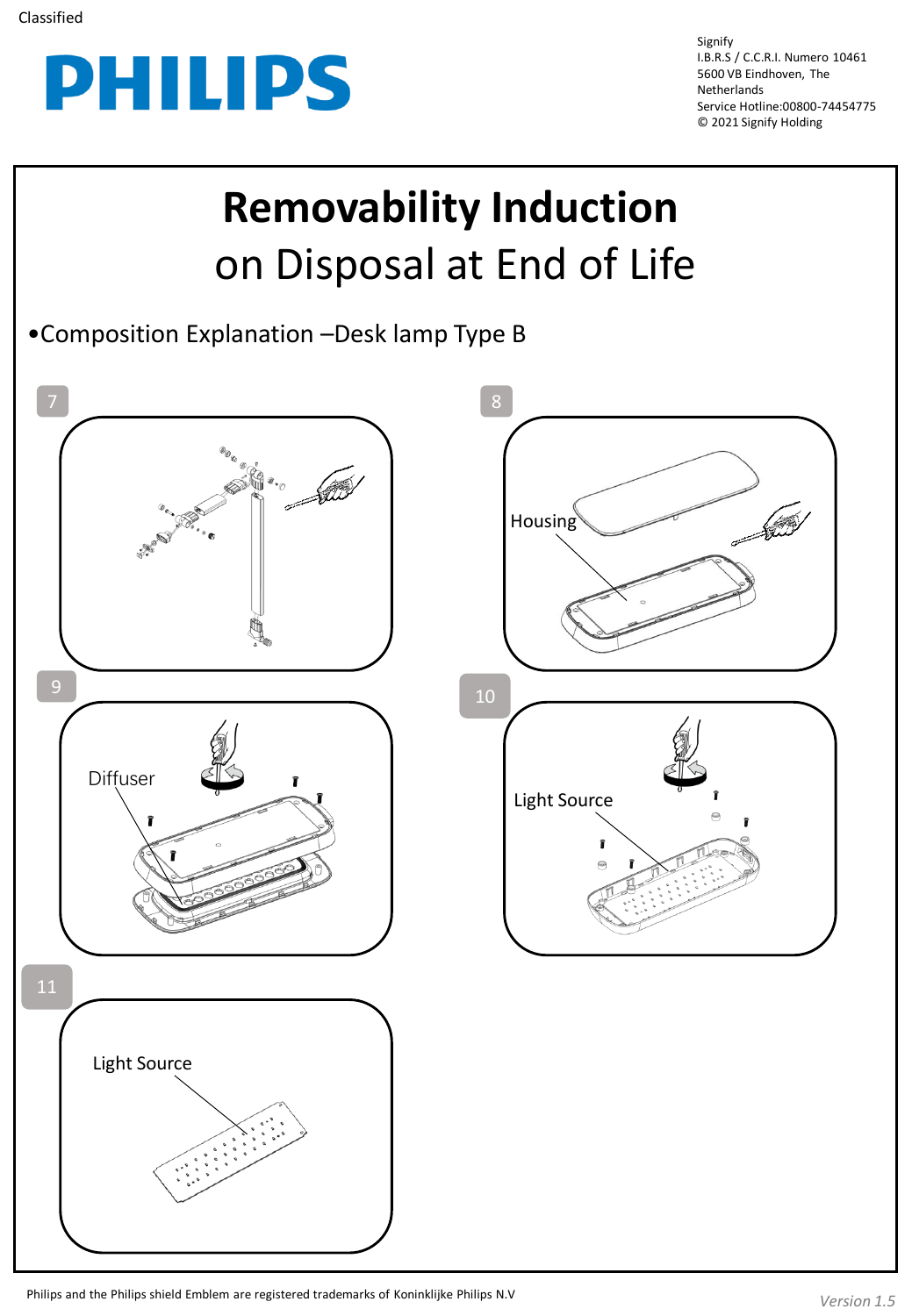Classified

PHILIPS

Signify
I.B.R.S / C.C.R.I. Numero 10461
5600 VB Eindhoven, The Netherlands
Service Hotline:00800-74454775
© 2021 Signify Holding

# Removability Induction
## on Disposal at End of Life

•Composition Explanation –Desk lamp Type B

7

8

Housing

9

Diffuser

10

Light Source

11

Light Source

Philips and the Philips shield Emblem are registered trademarks of Koninklijke Philips N.V

*Version 1.5*